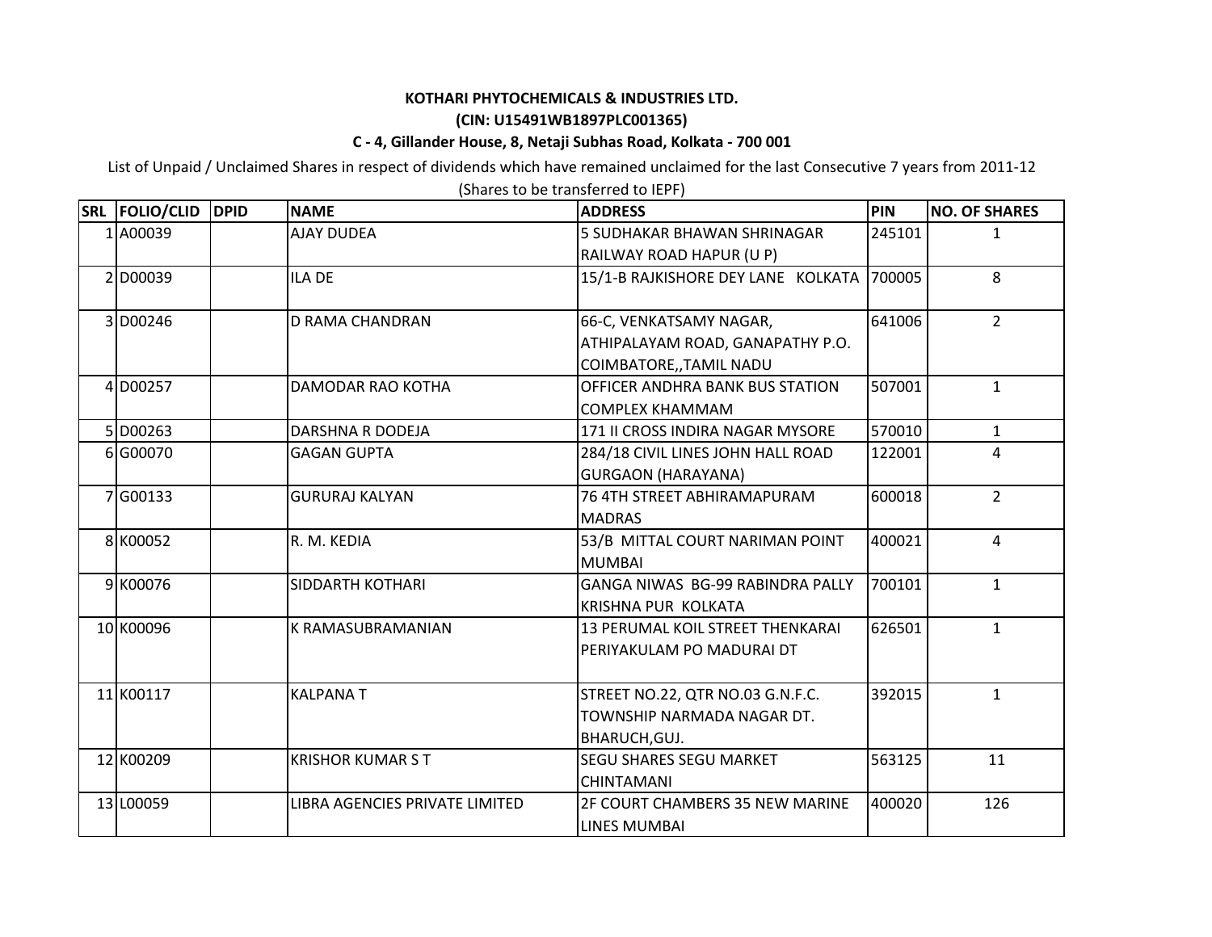**KOTHARI PHYTOCHEMICALS & INDUSTRIES LTD.**

**(CIN: U15491WB1897PLC001365)**

**C - 4, Gillander House, 8, Netaji Subhas Road, Kolkata - 700 001**

List of Unpaid / Unclaimed Shares in respect of dividends which have remained unclaimed for the last Consecutive 7 years from 2011-12

(Shares to be transferred to IEPF)

| SRL | FOLIO/CLID | DPID | NAME | ADDRESS | PIN | NO. OF SHARES |
|---|---|---|---|---|---|---|
| 1 | A00039 | | AJAY DUDEA | 5 SUDHAKAR BHAWAN SHRINAGAR RAILWAY ROAD HAPUR (U P) | 245101 | 1 |
| 2 | D00039 | | ILA DE | 15/1-B RAJKISHORE DEY LANE KOLKATA | 700005 | 8 |
| 3 | D00246 | | D RAMA CHANDRAN | 66-C, VENKATSAMY NAGAR, ATHIPALAYAM ROAD, GANAPATHY P.O. COIMBATORE,,TAMIL NADU | 641006 | 2 |
| 4 | D00257 | | DAMODAR RAO KOTHA | OFFICER ANDHRA BANK BUS STATION COMPLEX KHAMMAM | 507001 | 1 |
| 5 | D00263 | | DARSHNA R DODEJA | 171 II CROSS INDIRA NAGAR MYSORE | 570010 | 1 |
| 6 | G00070 | | GAGAN GUPTA | 284/18 CIVIL LINES JOHN HALL ROAD GURGAON (HARAYANA) | 122001 | 4 |
| 7 | G00133 | | GURURAJ KALYAN | 76 4TH STREET ABHIRAMAPURAM MADRAS | 600018 | 2 |
| 8 | K00052 | | R. M. KEDIA | 53/B MITTAL COURT NARIMAN POINT MUMBAI | 400021 | 4 |
| 9 | K00076 | | SIDDARTH KOTHARI | GANGA NIWAS BG-99 RABINDRA PALLY KRISHNA PUR KOLKATA | 700101 | 1 |
| 10 | K00096 | | K RAMASUBRAMANIAN | 13 PERUMAL KOIL STREET THENKARAI PERIYAKULAM PO MADURAI DT | 626501 | 1 |
| 11 | K00117 | | KALPANA T | STREET NO.22, QTR NO.03 G.N.F.C. TOWNSHIP NARMADA NAGAR DT. BHARUCH,GUJ. | 392015 | 1 |
| 12 | K00209 | | KRISHOR KUMAR S T | SEGU SHARES SEGU MARKET CHINTAMANI | 563125 | 11 |
| 13 | L00059 | | LIBRA AGENCIES PRIVATE LIMITED | 2F COURT CHAMBERS 35 NEW MARINE LINES MUMBAI | 400020 | 126 |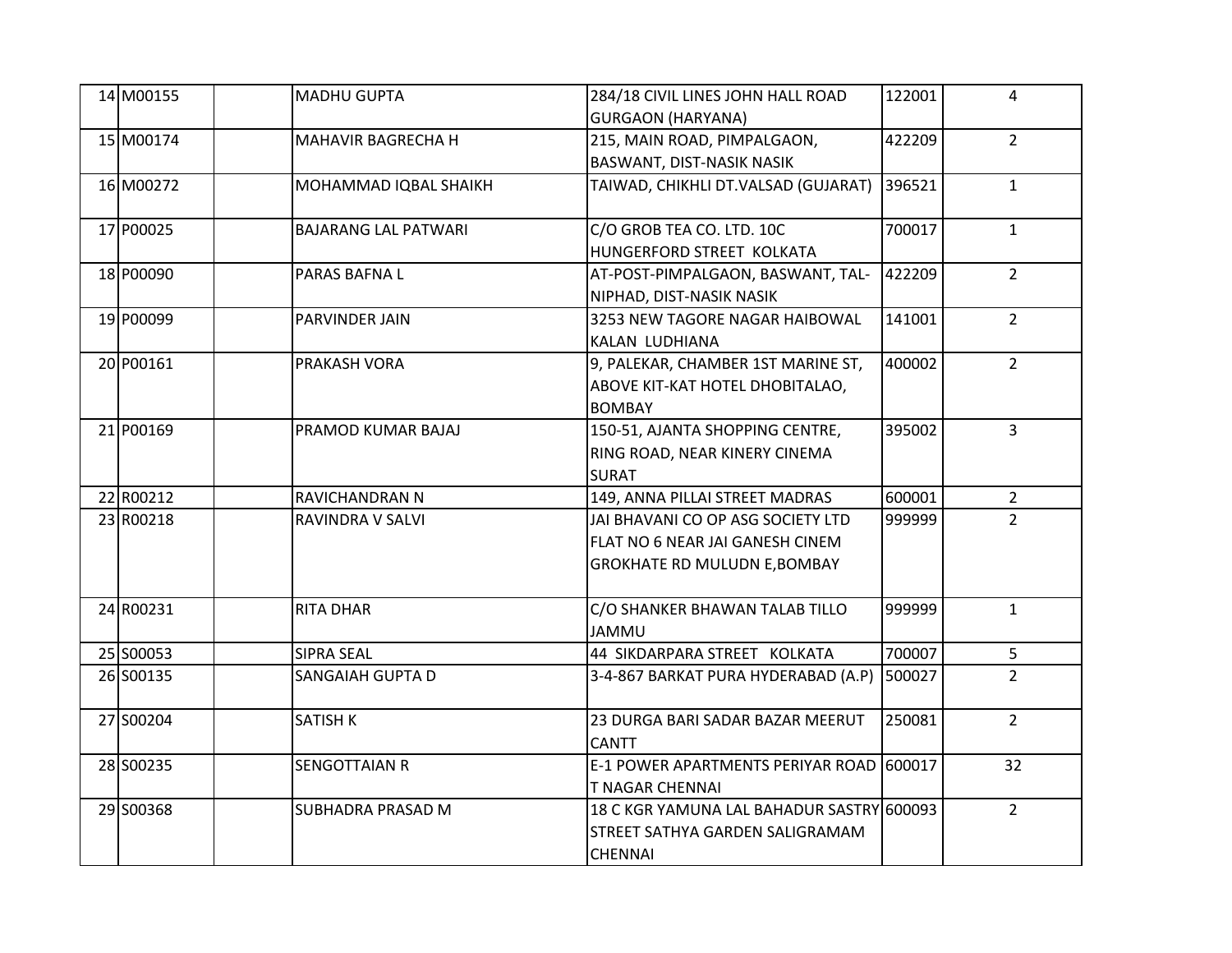| | | | | | | |
|---|---|---|---|---|---|---|
| 14 | M00155 | | MADHU GUPTA | 284/18 CIVIL LINES JOHN HALL ROAD GURGAON (HARYANA) | 122001 | 4 |
| 15 | M00174 | | MAHAVIR BAGRECHA H | 215, MAIN ROAD, PIMPALGAON, BASWANT, DIST-NASIK NASIK | 422209 | 2 |
| 16 | M00272 | | MOHAMMAD IQBAL SHAIKH | TAIWAD, CHIKHLI DT.VALSAD (GUJARAT) | 396521 | 1 |
| 17 | P00025 | | BAJARANG LAL PATWARI | C/O GROB TEA CO. LTD. 10C HUNGERFORD STREET KOLKATA | 700017 | 1 |
| 18 | P00090 | | PARAS BAFNA L | AT-POST-PIMPALGAON, BASWANT, TAL-NIPHAD, DIST-NASIK NASIK | 422209 | 2 |
| 19 | P00099 | | PARVINDER JAIN | 3253 NEW TAGORE NAGAR HAIBOWAL KALAN LUDHIANA | 141001 | 2 |
| 20 | P00161 | | PRAKASH VORA | 9, PALEKAR, CHAMBER 1ST MARINE ST, ABOVE KIT-KAT HOTEL DHOBITALAO, BOMBAY | 400002 | 2 |
| 21 | P00169 | | PRAMOD KUMAR BAJAJ | 150-51, AJANTA SHOPPING CENTRE, RING ROAD, NEAR KINERY CINEMA SURAT | 395002 | 3 |
| 22 | R00212 | | RAVICHANDRAN N | 149, ANNA PILLAI STREET MADRAS | 600001 | 2 |
| 23 | R00218 | | RAVINDRA V SALVI | JAI BHAVANI CO OP ASG SOCIETY LTD FLAT NO 6 NEAR JAI GANESH CINEM GROKHATE RD MULUDN E,BOMBAY | 999999 | 2 |
| 24 | R00231 | | RITA DHAR | C/O SHANKER BHAWAN TALAB TILLO JAMMU | 999999 | 1 |
| 25 | S00053 | | SIPRA SEAL | 44 SIKDARPARA STREET KOLKATA | 700007 | 5 |
| 26 | S00135 | | SANGAIAH GUPTA D | 3-4-867 BARKAT PURA HYDERABAD (A.P) | 500027 | 2 |
| 27 | S00204 | | SATISH K | 23 DURGA BARI SADAR BAZAR MEERUT CANTT | 250081 | 2 |
| 28 | S00235 | | SENGOTTAIAN R | E-1 POWER APARTMENTS PERIYAR ROAD T NAGAR CHENNAI | 600017 | 32 |
| 29 | S00368 | | SUBHADRA PRASAD M | 18 C KGR YAMUNA LAL BAHADUR SASTRY STREET SATHYA GARDEN SALIGRAMAM CHENNAI | 600093 | 2 |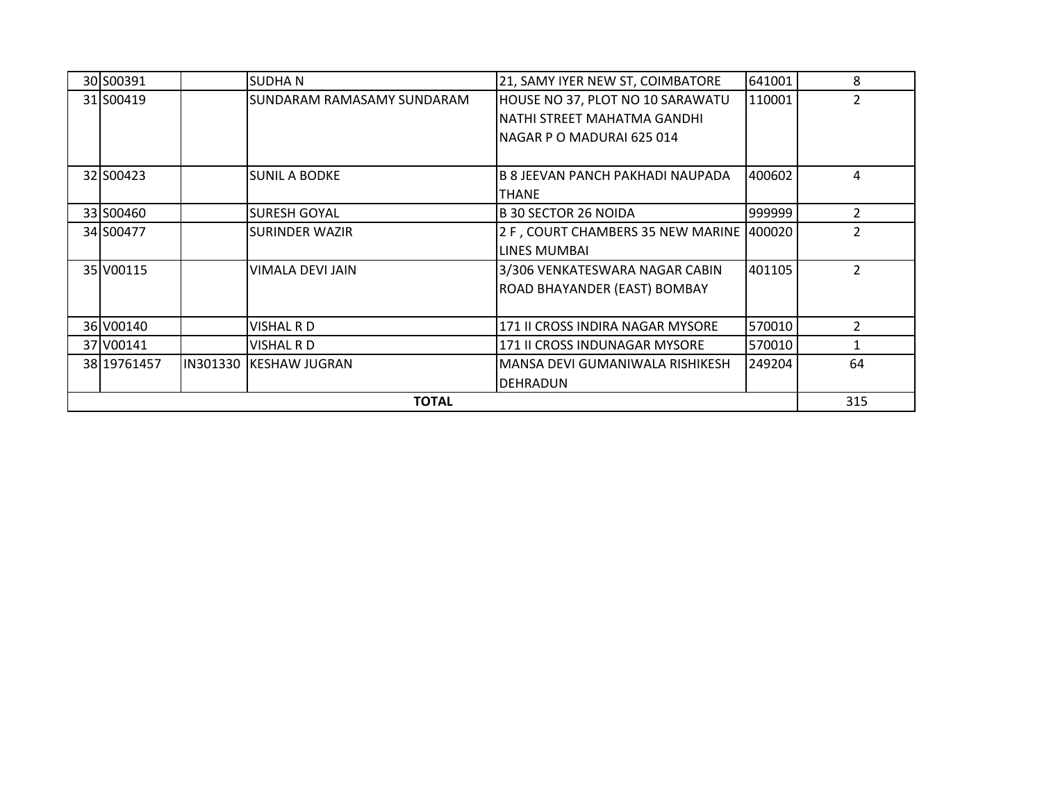| | | | | | | |
|---|---|---|---|---|---|---|
| 30 | S00391 | | SUDHA N | 21, SAMY IYER NEW ST, COIMBATORE | 641001 | 8 |
| 31 | S00419 | | SUNDARAM RAMASAMY SUNDARAM | HOUSE NO 37, PLOT NO 10 SARAWATU NATHI STREET MAHATMA GANDHI NAGAR P O MADURAI 625 014 | 110001 | 2 |
| 32 | S00423 | | SUNIL A BODKE | B 8 JEEVAN PANCH PAKHADI NAUPADA THANE | 400602 | 4 |
| 33 | S00460 | | SURESH GOYAL | B 30 SECTOR 26 NOIDA | 999999 | 2 |
| 34 | S00477 | | SURINDER WAZIR | 2 F , COURT CHAMBERS 35 NEW MARINE LINES MUMBAI | 400020 | 2 |
| 35 | V00115 | | VIMALA DEVI JAIN | 3/306 VENKATESWARA NAGAR CABIN ROAD BHAYANDER (EAST) BOMBAY | 401105 | 2 |
| 36 | V00140 | | VISHAL R D | 171 II CROSS INDIRA NAGAR MYSORE | 570010 | 2 |
| 37 | V00141 | | VISHAL R D | 171 II CROSS INDUNAGAR MYSORE | 570010 | 1 |
| 38 | 19761457 | IN301330 | KESHAW JUGRAN | MANSA DEVI GUMANIWALA RISHIKESH DEHRADUN | 249204 | 64 |
| **TOTAL** | | | | | | 315 |